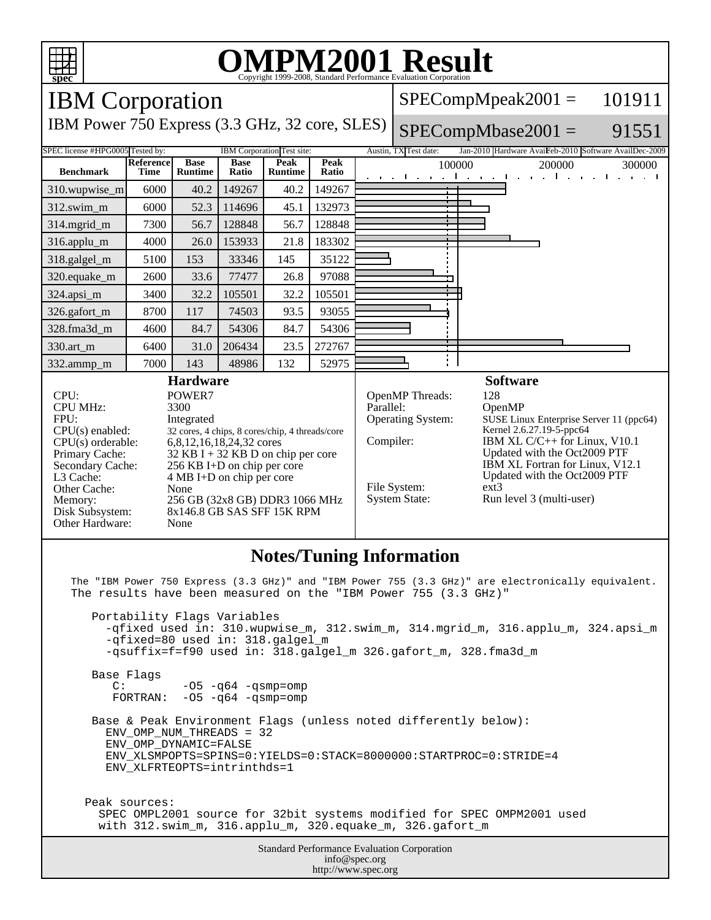# OMPM2001 Result

Copyright 1999-2008, Standard Performance Evaluation Corporation

## IBM Corporation

IBM Power 750 Express (3.3 GHz, 32 core, SLES)

SPECompMpeak2001 = 101911

SPECompMbase2001 = 91551

SPEC license #: HPG0005 Tested by: IBM Corporation Test site: Austin, TX Test date: Jan-2010 Hardware Avail: Feb-2010 Software Avail: Dec-2009

| Benchmark | Reference Time | Base Runtime | Base Ratio | Peak Runtime | Peak Ratio |
|---|---|---|---|---|---|
| 310.wupwise_m | 6000 | 40.2 | 149267 | 40.2 | 149267 |
| 312.swim_m | 6000 | 52.3 | 114696 | 45.1 | 132973 |
| 314.mgrid_m | 7300 | 56.7 | 128848 | 56.7 | 128848 |
| 316.applu_m | 4000 | 26.0 | 153933 | 21.8 | 183302 |
| 318.galgel_m | 5100 | 153 | 33346 | 145 | 35122 |
| 320.equake_m | 2600 | 33.6 | 77477 | 26.8 | 97088 |
| 324.apsi_m | 3400 | 32.2 | 105501 | 32.2 | 105501 |
| 326.gafort_m | 8700 | 117 | 74503 | 93.5 | 93055 |
| 328.fma3d_m | 4600 | 84.7 | 54306 | 84.7 | 54306 |
| 330.art_m | 6400 | 31.0 | 206434 | 23.5 | 272767 |
| 332.ammp_m | 7000 | 143 | 48986 | 132 | 52975 |

### Hardware

| | |
|---|---|
| CPU: | POWER7 |
| CPU MHz: | 3300 |
| FPU: | Integrated |
| CPU(s) enabled: | 32 cores, 4 chips, 8 cores/chip, 4 threads/core |
| CPU(s) orderable: | 6,8,12,16,18,24,32 cores |
| Primary Cache: | 32 KB I + 32 KB D on chip per core |
| Secondary Cache: | 256 KB I+D on chip per core |
| L3 Cache: | 4 MB I+D on chip per core |
| Other Cache: | None |
| Memory: | 256 GB (32x8 GB) DDR3 1066 MHz |
| Disk Subsystem: | 8x146.8 GB SAS SFF 15K RPM |
| Other Hardware: | None |

### Software

| | |
|---|---|
| OpenMP Threads: | 128 |
| Parallel: | OpenMP |
| Operating System: | SUSE Linux Enterprise Server 11 (ppc64) Kernel 2.6.27.19-5-ppc64 |
| Compiler: | IBM XL C/C++ for Linux, V10.1 Updated with the Oct2009 PTF IBM XL Fortran for Linux, V12.1 Updated with the Oct2009 PTF |
| File System: | ext3 |
| System State: | Run level 3 (multi-user) |

### Notes/Tuning Information

```
The "IBM Power 750 Express (3.3 GHz)" and "IBM Power 755 (3.3 GHz)" are electronically equivalent.
The results have been measured on the "IBM Power 755 (3.3 GHz)"

   Portability Flags Variables
     -qfixed used in: 310.wupwise_m, 312.swim_m, 314.mgrid_m, 316.applu_m, 324.apsi_m
     -qfixed=80 used in: 318.galgel_m
     -qsuffix=f=f90 used in: 318.galgel_m 326.gafort_m, 328.fma3d_m

   Base Flags
     C:         -O5 -q64 -qsmp=omp
     FORTRAN:   -O5 -q64 -qsmp=omp

   Base & Peak Environment Flags (unless noted differently below):
     ENV_OMP_NUM_THREADS = 32
     ENV_OMP_DYNAMIC=FALSE
     ENV_XLSMPOPTS=SPINS=0:YIELDS=0:STACK=8000000:STARTPROC=0:STRIDE=4
     ENV_XLFRTEOPTS=intrinthds=1


  Peak sources:
    SPEC OMPL2001 source for 32bit systems modified for SPEC OMPM2001 used
    with 312.swim_m, 316.applu_m, 320.equake_m, 326.gafort_m
```

Standard Performance Evaluation Corporation
info@spec.org
http://www.spec.org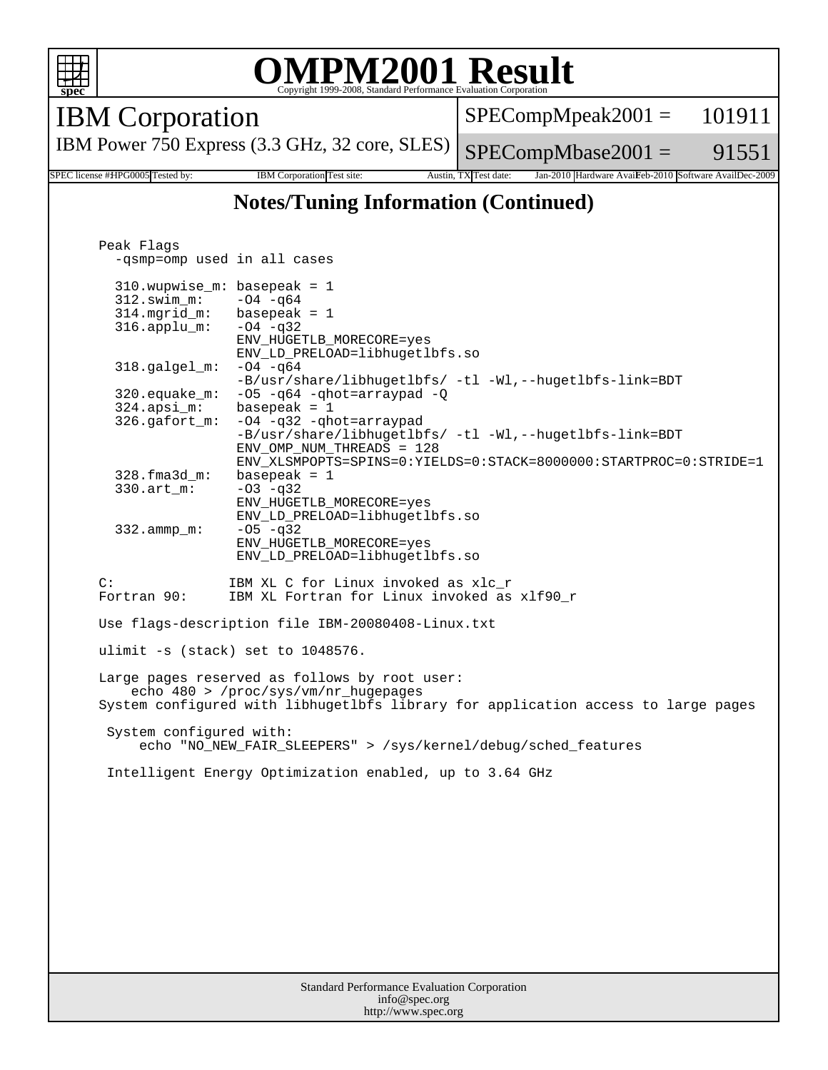# OMPM2001 Result

Copyright 1999-2008, Standard Performance Evaluation Corporation

## IBM Corporation

IBM Power 750 Express (3.3 GHz, 32 core, SLES)

SPECompMpeak2001 = 101911

SPECompMbase2001 = 91551

| SPEC license #: | HPG0005 | Tested by: | IBM Corporation | Test site: | Austin, TX | Test date: | Jan-2010 | Hardware Avail: | Feb-2010 | Software Avail: | Dec-2009 |
|---|---|---|---|---|---|---|---|---|---|---|---|

## Notes/Tuning Information (Continued)

```
Peak Flags
  -qsmp=omp used in all cases

  310.wupwise_m: basepeak = 1
  312.swim_m:    -O4 -q64
  314.mgrid_m:   basepeak = 1
  316.applu_m:   -O4 -q32
                 ENV_HUGETLB_MORECORE=yes
                 ENV_LD_PRELOAD=libhugetlbfs.so
  318.galgel_m:  -O4 -q64
                 -B/usr/share/libhugetlbfs/ -tl -Wl,--hugetlbfs-link=BDT
  320.equake_m:  -O5 -q64 -qhot=arraypad -Q
  324.apsi_m:    basepeak = 1
  326.gafort_m:  -O4 -q32 -qhot=arraypad
                 -B/usr/share/libhugetlbfs/ -tl -Wl,--hugetlbfs-link=BDT
                 ENV_OMP_NUM_THREADS = 128
                 ENV_XLSMPOPTS=SPINS=0:YIELDS=0:STACK=8000000:STARTPROC=0:STRIDE=1
  328.fma3d_m:   basepeak = 1
  330.art_m:     -O3 -q32
                 ENV_HUGETLB_MORECORE=yes
                 ENV_LD_PRELOAD=libhugetlbfs.so
  332.ammp_m:    -O5 -q32
                 ENV_HUGETLB_MORECORE=yes
                 ENV_LD_PRELOAD=libhugetlbfs.so

C:              IBM XL C for Linux invoked as xlc_r
Fortran 90:     IBM XL Fortran for Linux invoked as xlf90_r

Use flags-description file IBM-20080408-Linux.txt

ulimit -s (stack) set to 1048576.

Large pages reserved as follows by root user:
    echo 480 > /proc/sys/vm/nr_hugepages
System configured with libhugetlbfs library for application access to large pages

 System configured with:
     echo "NO_NEW_FAIR_SLEEPERS" > /sys/kernel/debug/sched_features

 Intelligent Energy Optimization enabled, up to 3.64 GHz
```

Standard Performance Evaluation Corporation
info@spec.org
http://www.spec.org